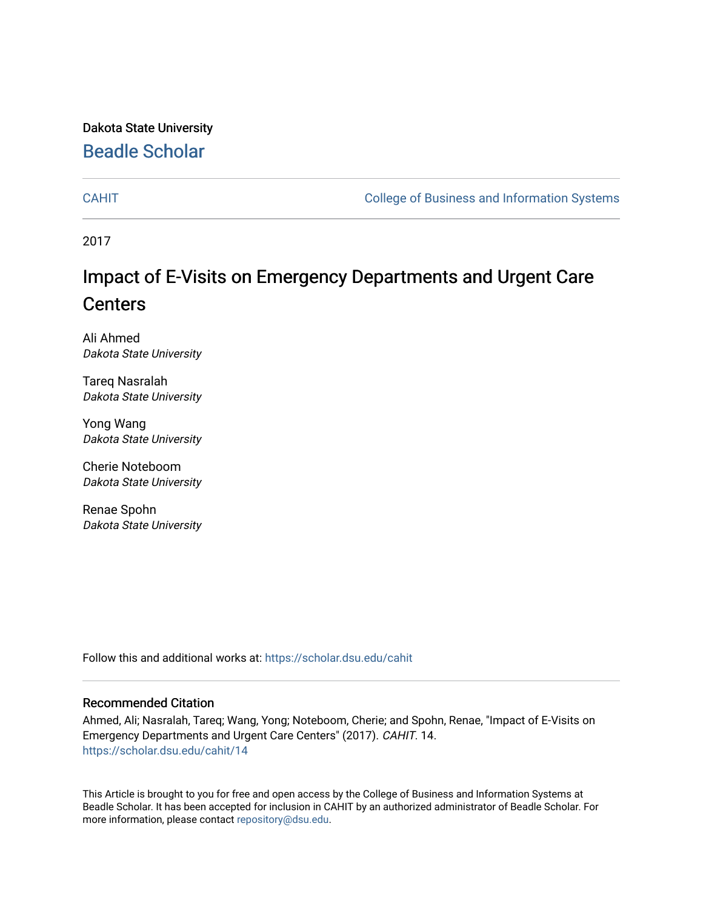Dakota State University

Beadle Scholar

CAHIT | College of Business and Information Systems

2017

# Impact of E-Visits on Emergency Departments and Urgent Care Centers

Ali Ahmed
*Dakota State University*

Tareq Nasralah
*Dakota State University*

Yong Wang
*Dakota State University*

Cherie Noteboom
*Dakota State University*

Renae Spohn
*Dakota State University*

Follow this and additional works at: https://scholar.dsu.edu/cahit

## Recommended Citation

Ahmed, Ali; Nasralah, Tareq; Wang, Yong; Noteboom, Cherie; and Spohn, Renae, "Impact of E-Visits on Emergency Departments and Urgent Care Centers" (2017). *CAHIT*. 14.
https://scholar.dsu.edu/cahit/14

This Article is brought to you for free and open access by the College of Business and Information Systems at Beadle Scholar. It has been accepted for inclusion in CAHIT by an authorized administrator of Beadle Scholar. For more information, please contact repository@dsu.edu.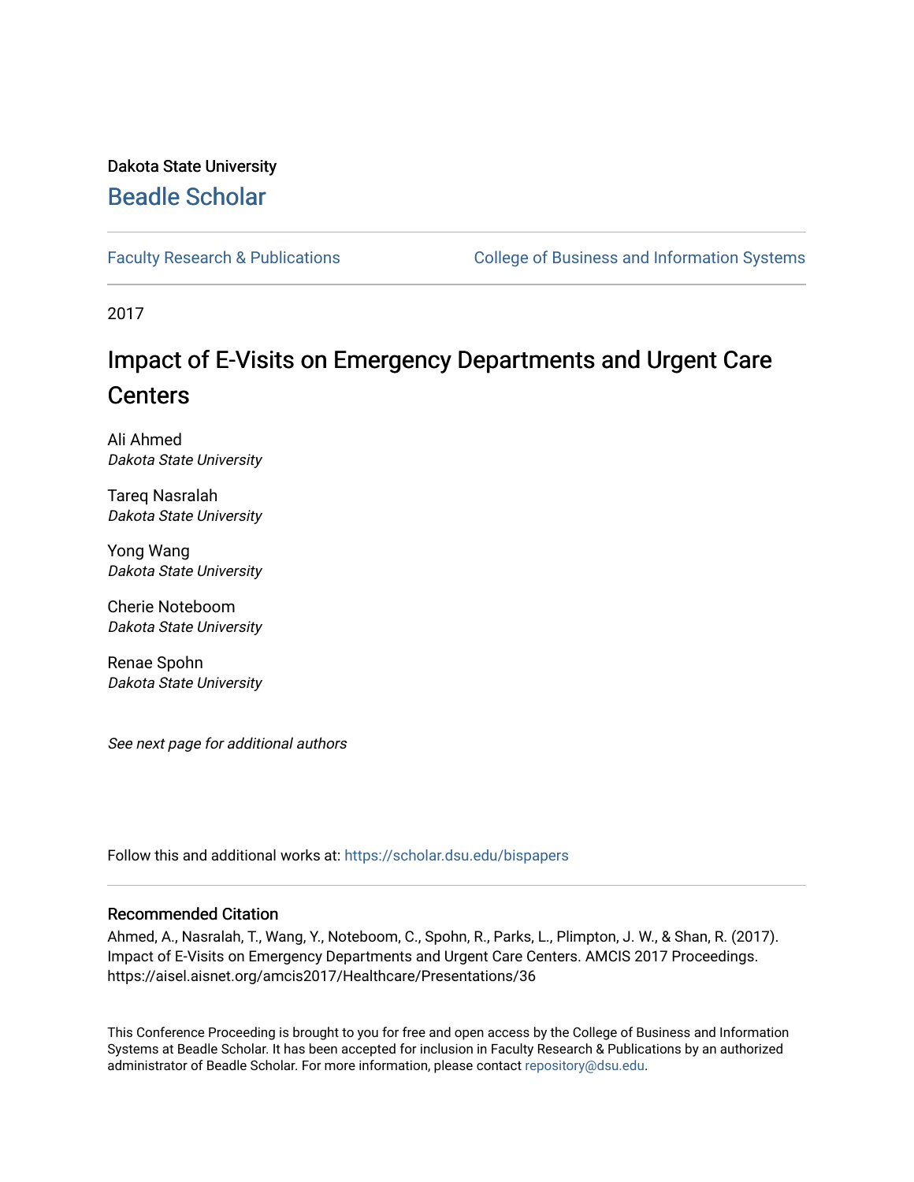Dakota State University

# Beadle Scholar

Faculty Research & Publications

College of Business and Information Systems

2017

# Impact of E-Visits on Emergency Departments and Urgent Care Centers

Ali Ahmed
*Dakota State University*

Tareq Nasralah
*Dakota State University*

Yong Wang
*Dakota State University*

Cherie Noteboom
*Dakota State University*

Renae Spohn
*Dakota State University*

*See next page for additional authors*

Follow this and additional works at: https://scholar.dsu.edu/bispapers

## Recommended Citation

Ahmed, A., Nasralah, T., Wang, Y., Noteboom, C., Spohn, R., Parks, L., Plimpton, J. W., & Shan, R. (2017). Impact of E-Visits on Emergency Departments and Urgent Care Centers. AMCIS 2017 Proceedings. https://aisel.aisnet.org/amcis2017/Healthcare/Presentations/36

This Conference Proceeding is brought to you for free and open access by the College of Business and Information Systems at Beadle Scholar. It has been accepted for inclusion in Faculty Research & Publications by an authorized administrator of Beadle Scholar. For more information, please contact repository@dsu.edu.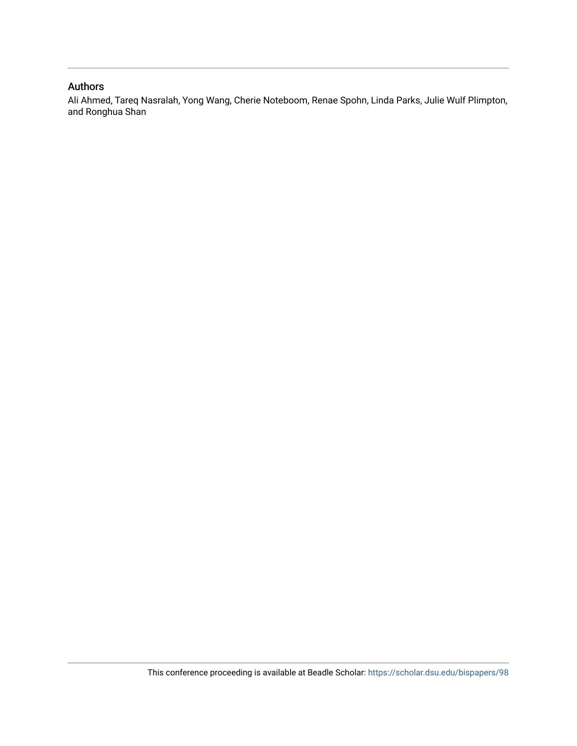## Authors

Ali Ahmed, Tareq Nasralah, Yong Wang, Cherie Noteboom, Renae Spohn, Linda Parks, Julie Wulf Plimpton, and Ronghua Shan

This conference proceeding is available at Beadle Scholar: https://scholar.dsu.edu/bispapers/98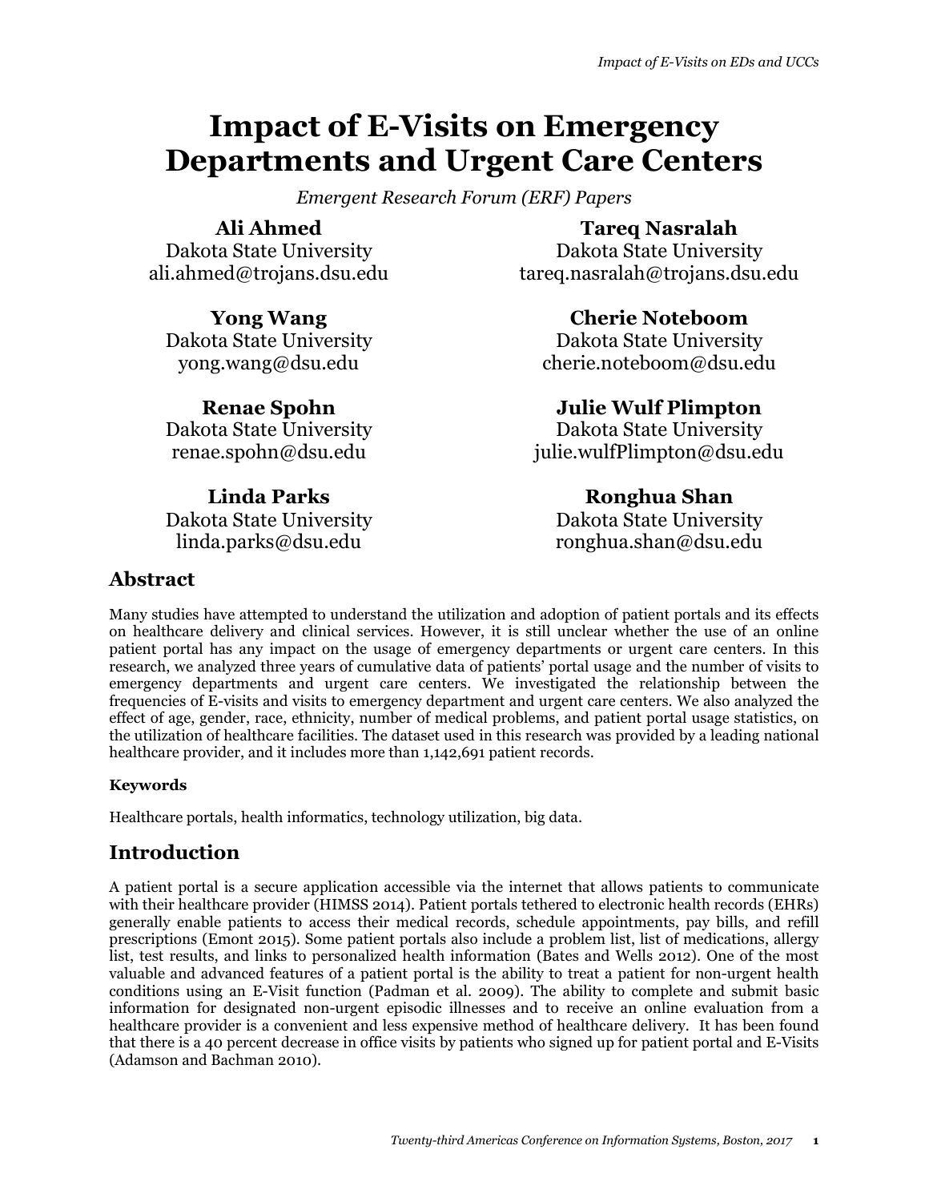# Impact of E-Visits on Emergency Departments and Urgent Care Centers

*Emergent Research Forum (ERF) Papers*

**Ali Ahmed**
Dakota State University
ali.ahmed@trojans.dsu.edu

**Tareq Nasralah**
Dakota State University
tareq.nasralah@trojans.dsu.edu

**Yong Wang**
Dakota State University
yong.wang@dsu.edu

**Cherie Noteboom**
Dakota State University
cherie.noteboom@dsu.edu

**Renae Spohn**
Dakota State University
renae.spohn@dsu.edu

**Julie Wulf Plimpton**
Dakota State University
julie.wulfPlimpton@dsu.edu

**Linda Parks**
Dakota State University
linda.parks@dsu.edu

**Ronghua Shan**
Dakota State University
ronghua.shan@dsu.edu

## Abstract

Many studies have attempted to understand the utilization and adoption of patient portals and its effects on healthcare delivery and clinical services. However, it is still unclear whether the use of an online patient portal has any impact on the usage of emergency departments or urgent care centers. In this research, we analyzed three years of cumulative data of patients' portal usage and the number of visits to emergency departments and urgent care centers. We investigated the relationship between the frequencies of E-visits and visits to emergency department and urgent care centers. We also analyzed the effect of age, gender, race, ethnicity, number of medical problems, and patient portal usage statistics, on the utilization of healthcare facilities. The dataset used in this research was provided by a leading national healthcare provider, and it includes more than 1,142,691 patient records.

#### Keywords

Healthcare portals, health informatics, technology utilization, big data.

## Introduction

A patient portal is a secure application accessible via the internet that allows patients to communicate with their healthcare provider (HIMSS 2014). Patient portals tethered to electronic health records (EHRs) generally enable patients to access their medical records, schedule appointments, pay bills, and refill prescriptions (Emont 2015). Some patient portals also include a problem list, list of medications, allergy list, test results, and links to personalized health information (Bates and Wells 2012). One of the most valuable and advanced features of a patient portal is the ability to treat a patient for non-urgent health conditions using an E-Visit function (Padman et al. 2009). The ability to complete and submit basic information for designated non-urgent episodic illnesses and to receive an online evaluation from a healthcare provider is a convenient and less expensive method of healthcare delivery. It has been found that there is a 40 percent decrease in office visits by patients who signed up for patient portal and E-Visits (Adamson and Bachman 2010).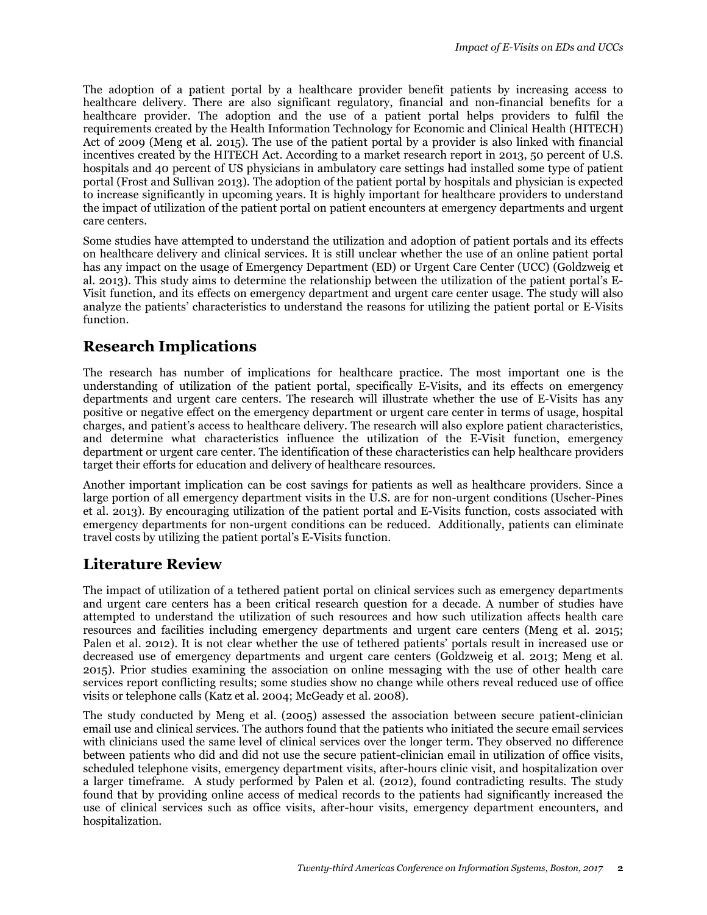The adoption of a patient portal by a healthcare provider benefit patients by increasing access to healthcare delivery. There are also significant regulatory, financial and non-financial benefits for a healthcare provider. The adoption and the use of a patient portal helps providers to fulfil the requirements created by the Health Information Technology for Economic and Clinical Health (HITECH) Act of 2009 (Meng et al. 2015). The use of the patient portal by a provider is also linked with financial incentives created by the HITECH Act. According to a market research report in 2013, 50 percent of U.S. hospitals and 40 percent of US physicians in ambulatory care settings had installed some type of patient portal (Frost and Sullivan 2013). The adoption of the patient portal by hospitals and physician is expected to increase significantly in upcoming years. It is highly important for healthcare providers to understand the impact of utilization of the patient portal on patient encounters at emergency departments and urgent care centers.

Some studies have attempted to understand the utilization and adoption of patient portals and its effects on healthcare delivery and clinical services. It is still unclear whether the use of an online patient portal has any impact on the usage of Emergency Department (ED) or Urgent Care Center (UCC) (Goldzweig et al. 2013). This study aims to determine the relationship between the utilization of the patient portal's E-Visit function, and its effects on emergency department and urgent care center usage. The study will also analyze the patients' characteristics to understand the reasons for utilizing the patient portal or E-Visits function.

## Research Implications

The research has number of implications for healthcare practice. The most important one is the understanding of utilization of the patient portal, specifically E-Visits, and its effects on emergency departments and urgent care centers. The research will illustrate whether the use of E-Visits has any positive or negative effect on the emergency department or urgent care center in terms of usage, hospital charges, and patient's access to healthcare delivery. The research will also explore patient characteristics, and determine what characteristics influence the utilization of the E-Visit function, emergency department or urgent care center. The identification of these characteristics can help healthcare providers target their efforts for education and delivery of healthcare resources.

Another important implication can be cost savings for patients as well as healthcare providers. Since a large portion of all emergency department visits in the U.S. are for non-urgent conditions (Uscher-Pines et al. 2013). By encouraging utilization of the patient portal and E-Visits function, costs associated with emergency departments for non-urgent conditions can be reduced. Additionally, patients can eliminate travel costs by utilizing the patient portal's E-Visits function.

## Literature Review

The impact of utilization of a tethered patient portal on clinical services such as emergency departments and urgent care centers has a been critical research question for a decade. A number of studies have attempted to understand the utilization of such resources and how such utilization affects health care resources and facilities including emergency departments and urgent care centers (Meng et al. 2015; Palen et al. 2012). It is not clear whether the use of tethered patients' portals result in increased use or decreased use of emergency departments and urgent care centers (Goldzweig et al. 2013; Meng et al. 2015). Prior studies examining the association on online messaging with the use of other health care services report conflicting results; some studies show no change while others reveal reduced use of office visits or telephone calls (Katz et al. 2004; McGeady et al. 2008).

The study conducted by Meng et al. (2005) assessed the association between secure patient-clinician email use and clinical services. The authors found that the patients who initiated the secure email services with clinicians used the same level of clinical services over the longer term. They observed no difference between patients who did and did not use the secure patient-clinician email in utilization of office visits, scheduled telephone visits, emergency department visits, after-hours clinic visit, and hospitalization over a larger timeframe. A study performed by Palen et al. (2012), found contradicting results. The study found that by providing online access of medical records to the patients had significantly increased the use of clinical services such as office visits, after-hour visits, emergency department encounters, and hospitalization.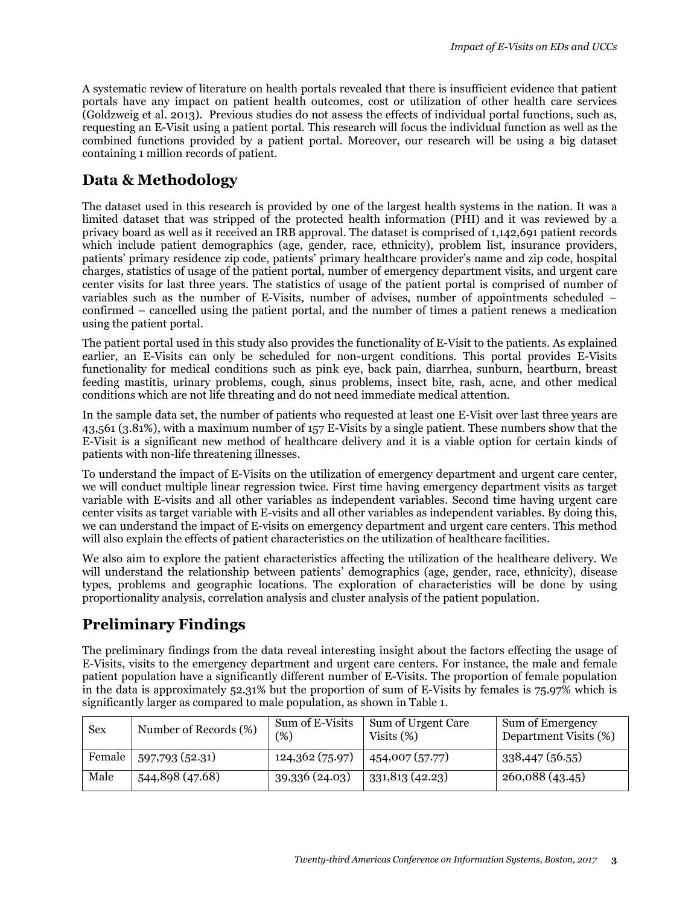A systematic review of literature on health portals revealed that there is insufficient evidence that patient portals have any impact on patient health outcomes, cost or utilization of other health care services (Goldzweig et al. 2013). Previous studies do not assess the effects of individual portal functions, such as, requesting an E-Visit using a patient portal. This research will focus the individual function as well as the combined functions provided by a patient portal. Moreover, our research will be using a big dataset containing 1 million records of patient.

## Data & Methodology

The dataset used in this research is provided by one of the largest health systems in the nation. It was a limited dataset that was stripped of the protected health information (PHI) and it was reviewed by a privacy board as well as it received an IRB approval. The dataset is comprised of 1,142,691 patient records which include patient demographics (age, gender, race, ethnicity), problem list, insurance providers, patients' primary residence zip code, patients' primary healthcare provider's name and zip code, hospital charges, statistics of usage of the patient portal, number of emergency department visits, and urgent care center visits for last three years. The statistics of usage of the patient portal is comprised of number of variables such as the number of E-Visits, number of advises, number of appointments scheduled – confirmed – cancelled using the patient portal, and the number of times a patient renews a medication using the patient portal.

The patient portal used in this study also provides the functionality of E-Visit to the patients. As explained earlier, an E-Visits can only be scheduled for non-urgent conditions. This portal provides E-Visits functionality for medical conditions such as pink eye, back pain, diarrhea, sunburn, heartburn, breast feeding mastitis, urinary problems, cough, sinus problems, insect bite, rash, acne, and other medical conditions which are not life threating and do not need immediate medical attention.

In the sample data set, the number of patients who requested at least one E-Visit over last three years are 43,561 (3.81%), with a maximum number of 157 E-Visits by a single patient. These numbers show that the E-Visit is a significant new method of healthcare delivery and it is a viable option for certain kinds of patients with non-life threatening illnesses.

To understand the impact of E-Visits on the utilization of emergency department and urgent care center, we will conduct multiple linear regression twice. First time having emergency department visits as target variable with E-visits and all other variables as independent variables. Second time having urgent care center visits as target variable with E-visits and all other variables as independent variables. By doing this, we can understand the impact of E-visits on emergency department and urgent care centers. This method will also explain the effects of patient characteristics on the utilization of healthcare facilities.

We also aim to explore the patient characteristics affecting the utilization of the healthcare delivery. We will understand the relationship between patients' demographics (age, gender, race, ethnicity), disease types, problems and geographic locations. The exploration of characteristics will be done by using proportionality analysis, correlation analysis and cluster analysis of the patient population.

## Preliminary Findings

The preliminary findings from the data reveal interesting insight about the factors effecting the usage of E-Visits, visits to the emergency department and urgent care centers. For instance, the male and female patient population have a significantly different number of E-Visits. The proportion of female population in the data is approximately 52.31% but the proportion of sum of E-Visits by females is 75.97% which is significantly larger as compared to male population, as shown in Table 1.

| Sex | Number of Records (%) | Sum of E-Visits (%) | Sum of Urgent Care Visits (%) | Sum of Emergency Department Visits (%) |
|---|---|---|---|---|
| Female | 597,793 (52.31) | 124,362 (75.97) | 454,007 (57.77) | 338,447 (56.55) |
| Male | 544,898 (47.68) | 39,336 (24.03) | 331,813 (42.23) | 260,088 (43.45) |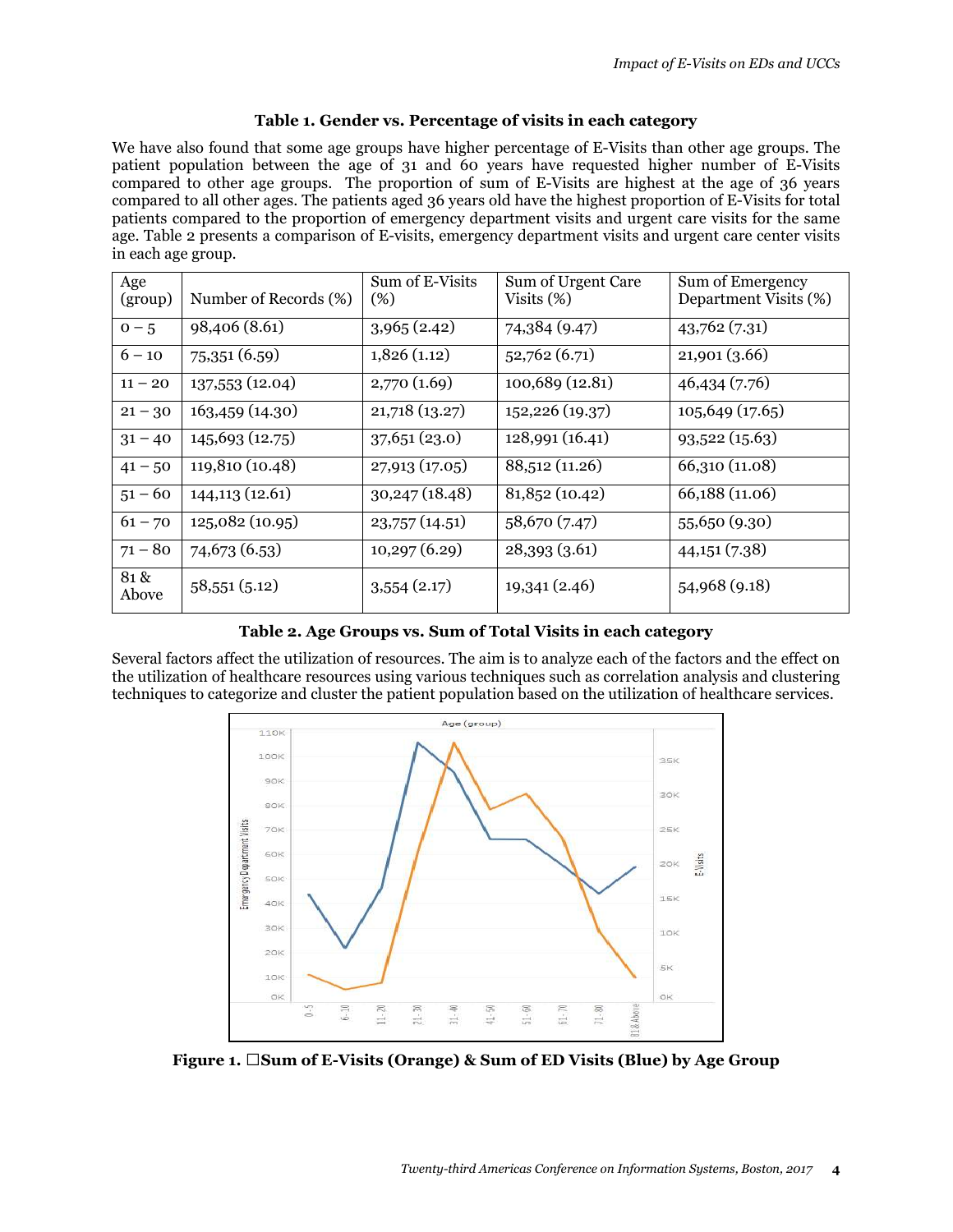**Table 1. Gender vs. Percentage of visits in each category**

We have also found that some age groups have higher percentage of E-Visits than other age groups. The patient population between the age of 31 and 60 years have requested higher number of E-Visits compared to other age groups. The proportion of sum of E-Visits are highest at the age of 36 years compared to all other ages. The patients aged 36 years old have the highest proportion of E-Visits for total patients compared to the proportion of emergency department visits and urgent care visits for the same age. Table 2 presents a comparison of E-visits, emergency department visits and urgent care center visits in each age group.

| Age (group) | Number of Records (%) | Sum of E-Visits (%) | Sum of Urgent Care Visits (%) | Sum of Emergency Department Visits (%) |
|---|---|---|---|---|
| 0 – 5 | 98,406 (8.61) | 3,965 (2.42) | 74,384 (9.47) | 43,762 (7.31) |
| 6 – 10 | 75,351 (6.59) | 1,826 (1.12) | 52,762 (6.71) | 21,901 (3.66) |
| 11 – 20 | 137,553 (12.04) | 2,770 (1.69) | 100,689 (12.81) | 46,434 (7.76) |
| 21 – 30 | 163,459 (14.30) | 21,718 (13.27) | 152,226 (19.37) | 105,649 (17.65) |
| 31 – 40 | 145,693 (12.75) | 37,651 (23.0) | 128,991 (16.41) | 93,522 (15.63) |
| 41 – 50 | 119,810 (10.48) | 27,913 (17.05) | 88,512 (11.26) | 66,310 (11.08) |
| 51 – 60 | 144,113 (12.61) | 30,247 (18.48) | 81,852 (10.42) | 66,188 (11.06) |
| 61 – 70 | 125,082 (10.95) | 23,757 (14.51) | 58,670 (7.47) | 55,650 (9.30) |
| 71 – 80 | 74,673 (6.53) | 10,297 (6.29) | 28,393 (3.61) | 44,151 (7.38) |
| 81 & Above | 58,551 (5.12) | 3,554 (2.17) | 19,341 (2.46) | 54,968 (9.18) |

**Table 2. Age Groups vs. Sum of Total Visits in each category**

Several factors affect the utilization of resources. The aim is to analyze each of the factors and the effect on the utilization of healthcare resources using various techniques such as correlation analysis and clustering techniques to categorize and cluster the patient population based on the utilization of healthcare services.

**Figure 1. Sum of E-Visits (Orange) & Sum of ED Visits (Blue) by Age Group**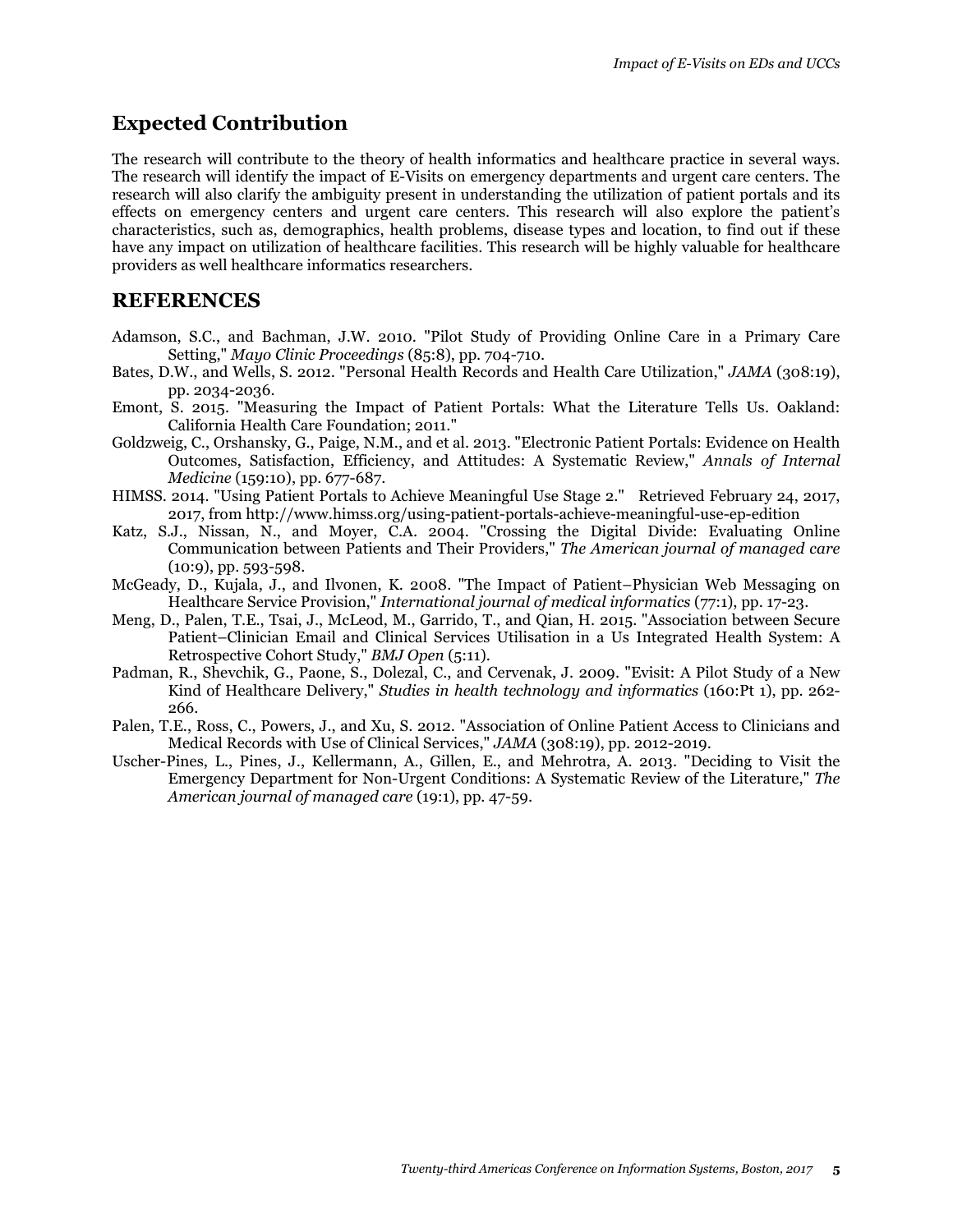## Expected Contribution

The research will contribute to the theory of health informatics and healthcare practice in several ways. The research will identify the impact of E-Visits on emergency departments and urgent care centers. The research will also clarify the ambiguity present in understanding the utilization of patient portals and its effects on emergency centers and urgent care centers. This research will also explore the patient's characteristics, such as, demographics, health problems, disease types and location, to find out if these have any impact on utilization of healthcare facilities. This research will be highly valuable for healthcare providers as well healthcare informatics researchers.

## REFERENCES

Adamson, S.C., and Bachman, J.W. 2010. "Pilot Study of Providing Online Care in a Primary Care Setting," *Mayo Clinic Proceedings* (85:8), pp. 704-710.

Bates, D.W., and Wells, S. 2012. "Personal Health Records and Health Care Utilization," *JAMA* (308:19), pp. 2034-2036.

Emont, S. 2015. "Measuring the Impact of Patient Portals: What the Literature Tells Us. Oakland: California Health Care Foundation; 2011."

Goldzweig, C., Orshansky, G., Paige, N.M., and et al. 2013. "Electronic Patient Portals: Evidence on Health Outcomes, Satisfaction, Efficiency, and Attitudes: A Systematic Review," *Annals of Internal Medicine* (159:10), pp. 677-687.

HIMSS. 2014. "Using Patient Portals to Achieve Meaningful Use Stage 2." Retrieved February 24, 2017, 2017, from http://www.himss.org/using-patient-portals-achieve-meaningful-use-ep-edition

Katz, S.J., Nissan, N., and Moyer, C.A. 2004. "Crossing the Digital Divide: Evaluating Online Communication between Patients and Their Providers," *The American journal of managed care* (10:9), pp. 593-598.

McGeady, D., Kujala, J., and Ilvonen, K. 2008. "The Impact of Patient–Physician Web Messaging on Healthcare Service Provision," *International journal of medical informatics* (77:1), pp. 17-23.

Meng, D., Palen, T.E., Tsai, J., McLeod, M., Garrido, T., and Qian, H. 2015. "Association between Secure Patient–Clinician Email and Clinical Services Utilisation in a Us Integrated Health System: A Retrospective Cohort Study," *BMJ Open* (5:11).

Padman, R., Shevchik, G., Paone, S., Dolezal, C., and Cervenak, J. 2009. "Evisit: A Pilot Study of a New Kind of Healthcare Delivery," *Studies in health technology and informatics* (160:Pt 1), pp. 262-266.

Palen, T.E., Ross, C., Powers, J., and Xu, S. 2012. "Association of Online Patient Access to Clinicians and Medical Records with Use of Clinical Services," *JAMA* (308:19), pp. 2012-2019.

Uscher-Pines, L., Pines, J., Kellermann, A., Gillen, E., and Mehrotra, A. 2013. "Deciding to Visit the Emergency Department for Non-Urgent Conditions: A Systematic Review of the Literature," *The American journal of managed care* (19:1), pp. 47-59.